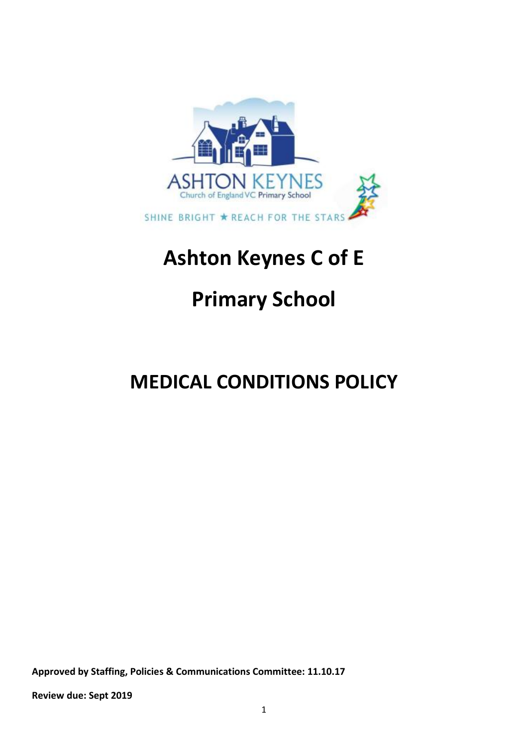# Ashton Keynes C of E

# Primary School

# MEDICAL CONDITIONS POLICY

**Approved by Staffing, Policies & Communications Committee: 11.10.17**

**Review due: Sept 2019**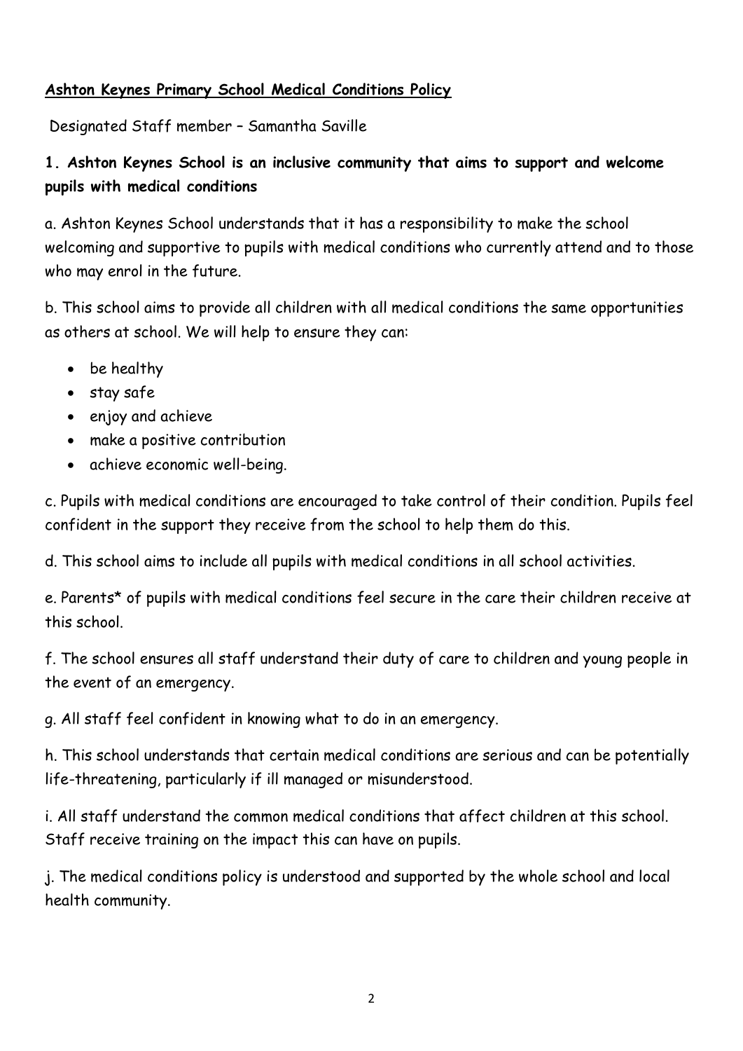**Ashton Keynes Primary School Medical Conditions Policy**

Designated Staff member – Samantha Saville

**1. Ashton Keynes School is an inclusive community that aims to support and welcome pupils with medical conditions**

a. Ashton Keynes School understands that it has a responsibility to make the school welcoming and supportive to pupils with medical conditions who currently attend and to those who may enrol in the future.

b. This school aims to provide all children with all medical conditions the same opportunities as others at school. We will help to ensure they can:

- be healthy
- stay safe
- enjoy and achieve
- make a positive contribution
- achieve economic well-being.

c. Pupils with medical conditions are encouraged to take control of their condition. Pupils feel confident in the support they receive from the school to help them do this.

d. This school aims to include all pupils with medical conditions in all school activities.

e. Parents* of pupils with medical conditions feel secure in the care their children receive at this school.

f. The school ensures all staff understand their duty of care to children and young people in the event of an emergency.

g. All staff feel confident in knowing what to do in an emergency.

h. This school understands that certain medical conditions are serious and can be potentially life-threatening, particularly if ill managed or misunderstood.

i. All staff understand the common medical conditions that affect children at this school. Staff receive training on the impact this can have on pupils.

j. The medical conditions policy is understood and supported by the whole school and local health community.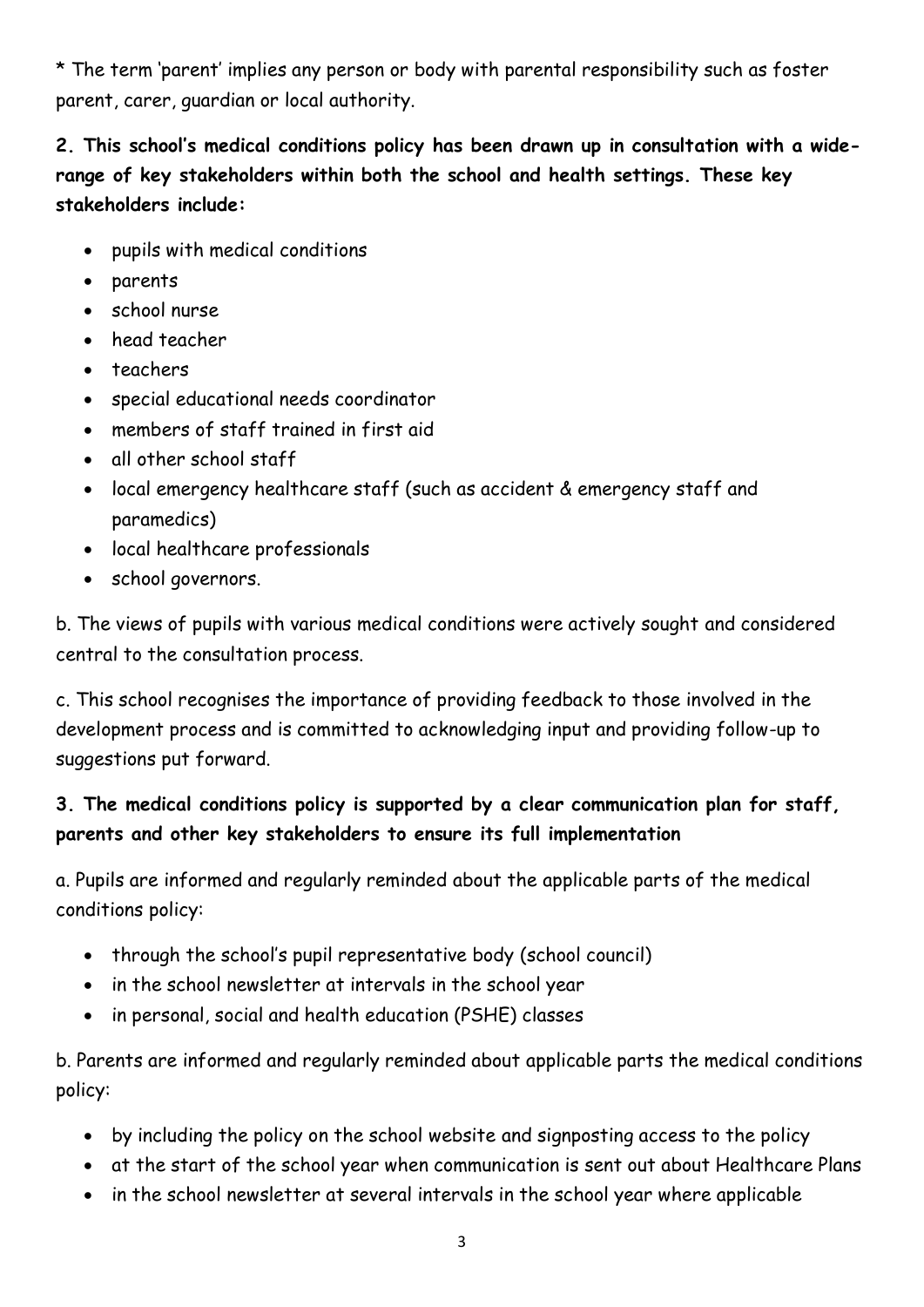* The term 'parent' implies any person or body with parental responsibility such as foster parent, carer, guardian or local authority.

**2. This school's medical conditions policy has been drawn up in consultation with a wide-range of key stakeholders within both the school and health settings. These key stakeholders include:**

- pupils with medical conditions
- parents
- school nurse
- head teacher
- teachers
- special educational needs coordinator
- members of staff trained in first aid
- all other school staff
- local emergency healthcare staff (such as accident & emergency staff and paramedics)
- local healthcare professionals
- school governors.

b. The views of pupils with various medical conditions were actively sought and considered central to the consultation process.

c. This school recognises the importance of providing feedback to those involved in the development process and is committed to acknowledging input and providing follow-up to suggestions put forward.

**3. The medical conditions policy is supported by a clear communication plan for staff, parents and other key stakeholders to ensure its full implementation**

a. Pupils are informed and regularly reminded about the applicable parts of the medical conditions policy:

- through the school's pupil representative body (school council)
- in the school newsletter at intervals in the school year
- in personal, social and health education (PSHE) classes

b. Parents are informed and regularly reminded about applicable parts the medical conditions policy:

- by including the policy on the school website and signposting access to the policy
- at the start of the school year when communication is sent out about Healthcare Plans
- in the school newsletter at several intervals in the school year where applicable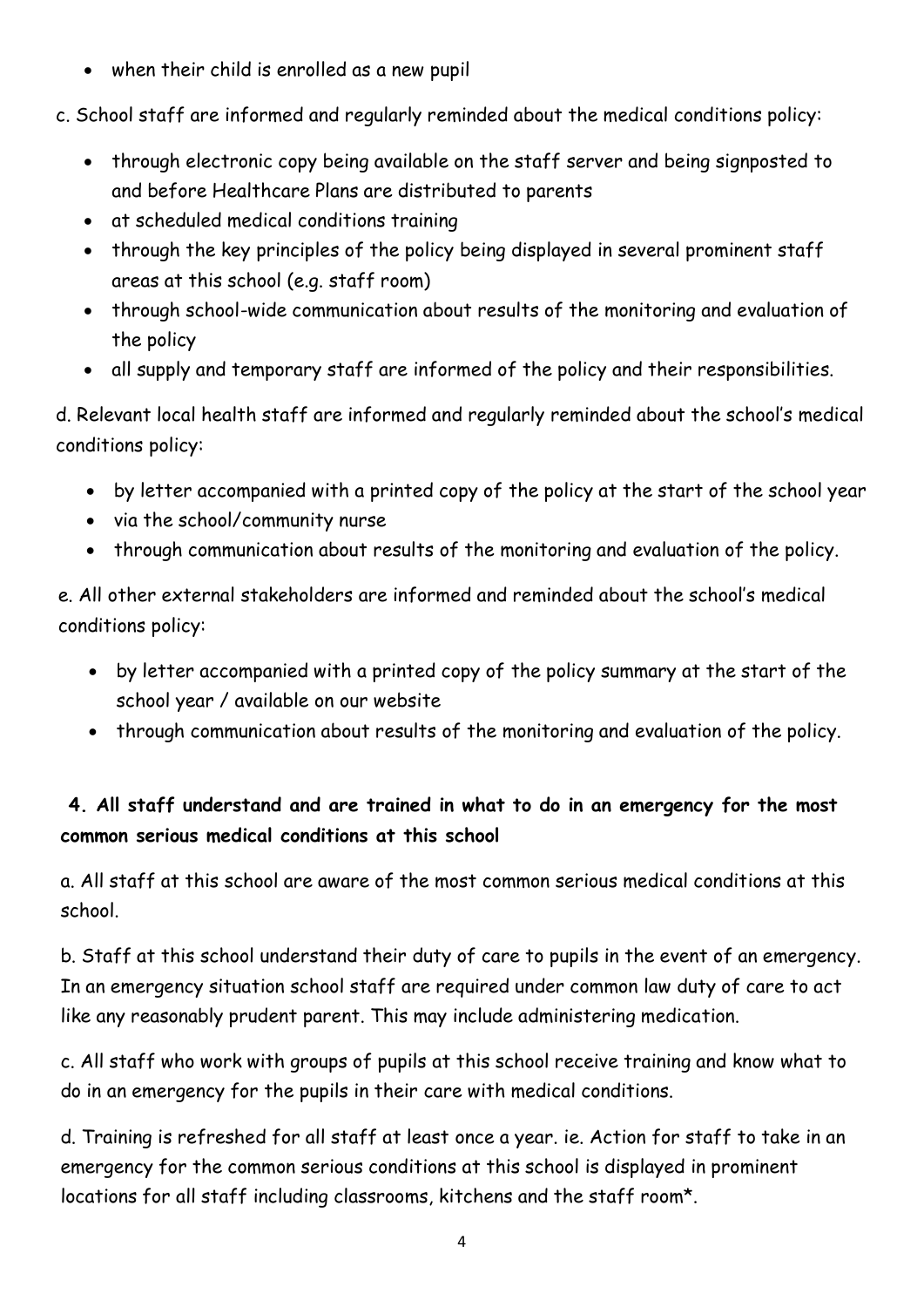- when their child is enrolled as a new pupil

c. School staff are informed and regularly reminded about the medical conditions policy:

- through electronic copy being available on the staff server and being signposted to and before Healthcare Plans are distributed to parents
- at scheduled medical conditions training
- through the key principles of the policy being displayed in several prominent staff areas at this school (e.g. staff room)
- through school-wide communication about results of the monitoring and evaluation of the policy
- all supply and temporary staff are informed of the policy and their responsibilities.

d. Relevant local health staff are informed and regularly reminded about the school's medical conditions policy:

- by letter accompanied with a printed copy of the policy at the start of the school year
- via the school/community nurse
- through communication about results of the monitoring and evaluation of the policy.

e. All other external stakeholders are informed and reminded about the school's medical conditions policy:

- by letter accompanied with a printed copy of the policy summary at the start of the school year / available on our website
- through communication about results of the monitoring and evaluation of the policy.

**4. All staff understand and are trained in what to do in an emergency for the most common serious medical conditions at this school**

a. All staff at this school are aware of the most common serious medical conditions at this school.

b. Staff at this school understand their duty of care to pupils in the event of an emergency. In an emergency situation school staff are required under common law duty of care to act like any reasonably prudent parent. This may include administering medication.

c. All staff who work with groups of pupils at this school receive training and know what to do in an emergency for the pupils in their care with medical conditions.

d. Training is refreshed for all staff at least once a year. ie. Action for staff to take in an emergency for the common serious conditions at this school is displayed in prominent locations for all staff including classrooms, kitchens and the staff room*.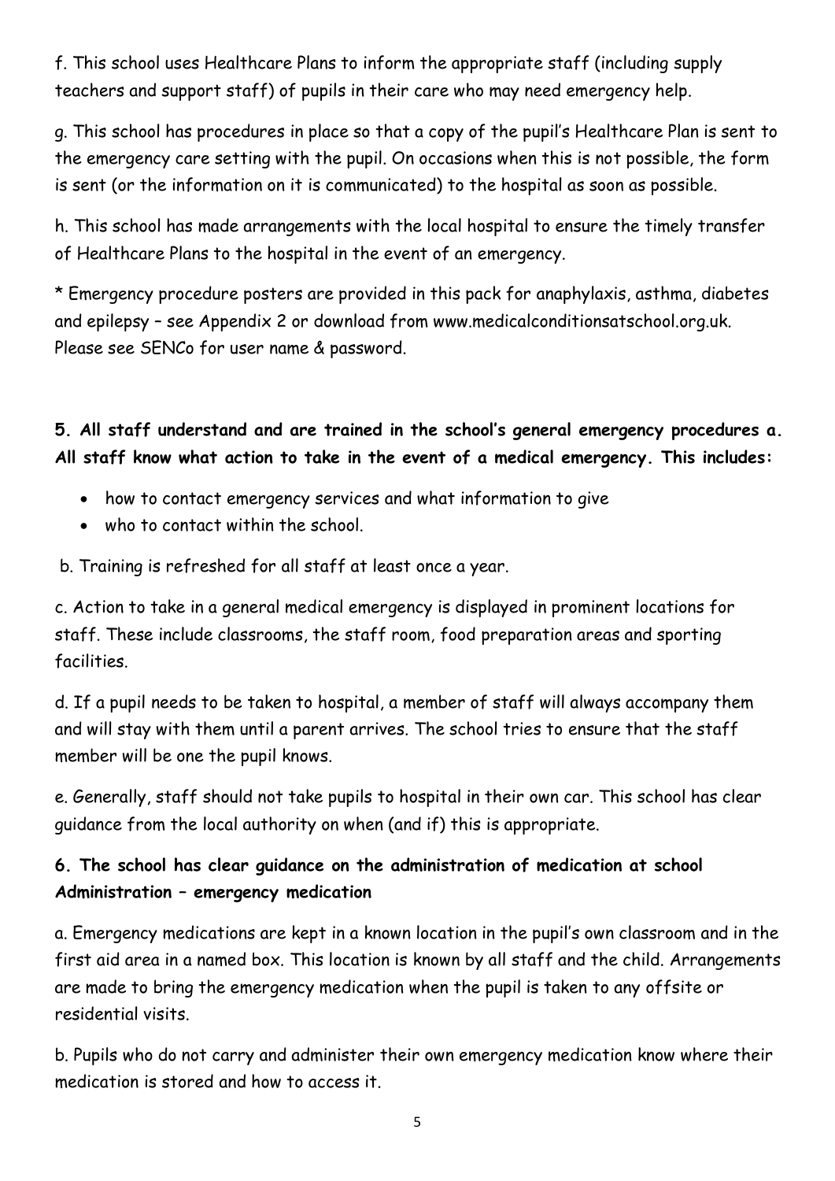f. This school uses Healthcare Plans to inform the appropriate staff (including supply teachers and support staff) of pupils in their care who may need emergency help.

g. This school has procedures in place so that a copy of the pupil's Healthcare Plan is sent to the emergency care setting with the pupil. On occasions when this is not possible, the form is sent (or the information on it is communicated) to the hospital as soon as possible.

h. This school has made arrangements with the local hospital to ensure the timely transfer of Healthcare Plans to the hospital in the event of an emergency.

* Emergency procedure posters are provided in this pack for anaphylaxis, asthma, diabetes and epilepsy – see Appendix 2 or download from www.medicalconditionsatschool.org.uk. Please see SENCo for user name & password.

**5. All staff understand and are trained in the school's general emergency procedures a. All staff know what action to take in the event of a medical emergency. This includes:**

- how to contact emergency services and what information to give
- who to contact within the school.

b. Training is refreshed for all staff at least once a year.

c. Action to take in a general medical emergency is displayed in prominent locations for staff. These include classrooms, the staff room, food preparation areas and sporting facilities.

d. If a pupil needs to be taken to hospital, a member of staff will always accompany them and will stay with them until a parent arrives. The school tries to ensure that the staff member will be one the pupil knows.

e. Generally, staff should not take pupils to hospital in their own car. This school has clear guidance from the local authority on when (and if) this is appropriate.

**6. The school has clear guidance on the administration of medication at school Administration – emergency medication**

a. Emergency medications are kept in a known location in the pupil's own classroom and in the first aid area in a named box. This location is known by all staff and the child. Arrangements are made to bring the emergency medication when the pupil is taken to any offsite or residential visits.

b. Pupils who do not carry and administer their own emergency medication know where their medication is stored and how to access it.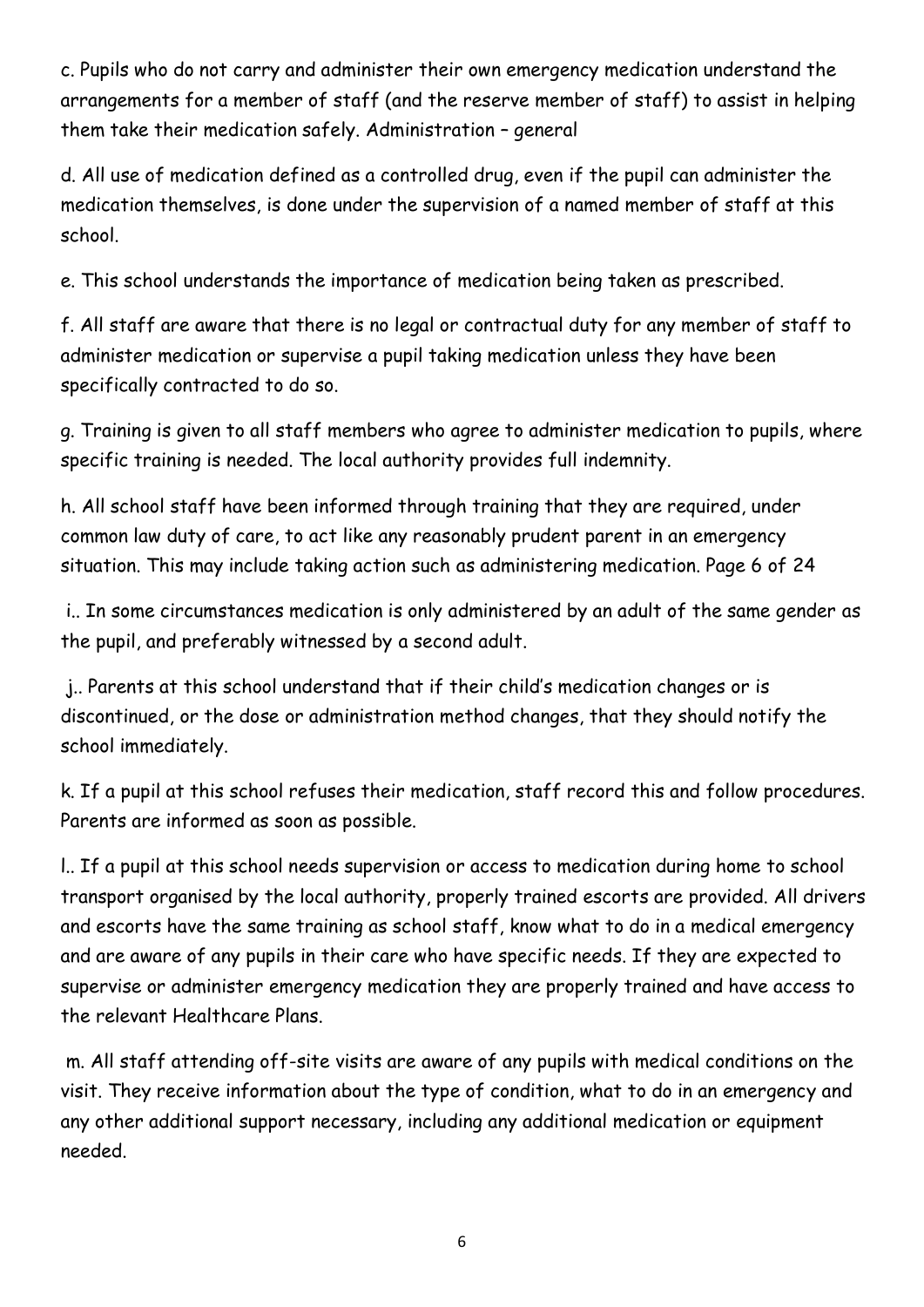c. Pupils who do not carry and administer their own emergency medication understand the arrangements for a member of staff (and the reserve member of staff) to assist in helping them take their medication safely. Administration – general

d. All use of medication defined as a controlled drug, even if the pupil can administer the medication themselves, is done under the supervision of a named member of staff at this school.

e. This school understands the importance of medication being taken as prescribed.

f. All staff are aware that there is no legal or contractual duty for any member of staff to administer medication or supervise a pupil taking medication unless they have been specifically contracted to do so.

g. Training is given to all staff members who agree to administer medication to pupils, where specific training is needed. The local authority provides full indemnity.

h. All school staff have been informed through training that they are required, under common law duty of care, to act like any reasonably prudent parent in an emergency situation. This may include taking action such as administering medication.

i.. In some circumstances medication is only administered by an adult of the same gender as the pupil, and preferably witnessed by a second adult.

j.. Parents at this school understand that if their child's medication changes or is discontinued, or the dose or administration method changes, that they should notify the school immediately.

k. If a pupil at this school refuses their medication, staff record this and follow procedures. Parents are informed as soon as possible.

l.. If a pupil at this school needs supervision or access to medication during home to school transport organised by the local authority, properly trained escorts are provided. All drivers and escorts have the same training as school staff, know what to do in a medical emergency and are aware of any pupils in their care who have specific needs. If they are expected to supervise or administer emergency medication they are properly trained and have access to the relevant Healthcare Plans.

m. All staff attending off-site visits are aware of any pupils with medical conditions on the visit. They receive information about the type of condition, what to do in an emergency and any other additional support necessary, including any additional medication or equipment needed.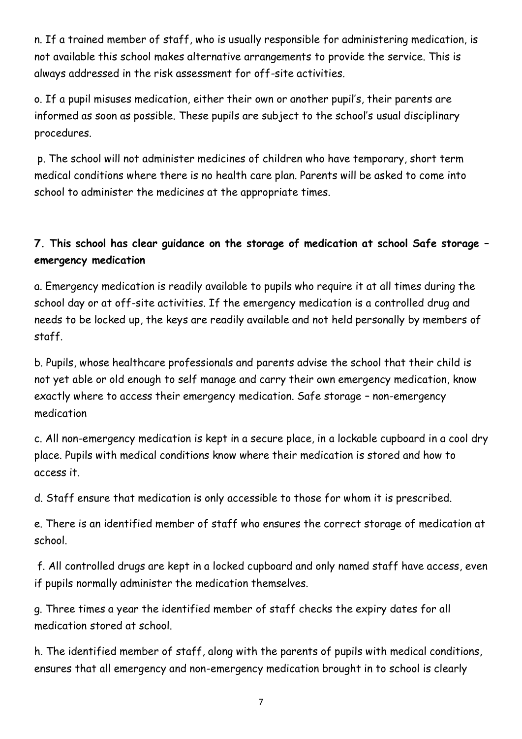n. If a trained member of staff, who is usually responsible for administering medication, is not available this school makes alternative arrangements to provide the service. This is always addressed in the risk assessment for off-site activities.

o. If a pupil misuses medication, either their own or another pupil's, their parents are informed as soon as possible. These pupils are subject to the school's usual disciplinary procedures.

p. The school will not administer medicines of children who have temporary, short term medical conditions where there is no health care plan. Parents will be asked to come into school to administer the medicines at the appropriate times.

**7. This school has clear guidance on the storage of medication at school Safe storage – emergency medication**

a. Emergency medication is readily available to pupils who require it at all times during the school day or at off-site activities. If the emergency medication is a controlled drug and needs to be locked up, the keys are readily available and not held personally by members of staff.

b. Pupils, whose healthcare professionals and parents advise the school that their child is not yet able or old enough to self manage and carry their own emergency medication, know exactly where to access their emergency medication. Safe storage – non-emergency medication

c. All non-emergency medication is kept in a secure place, in a lockable cupboard in a cool dry place. Pupils with medical conditions know where their medication is stored and how to access it.

d. Staff ensure that medication is only accessible to those for whom it is prescribed.

e. There is an identified member of staff who ensures the correct storage of medication at school.

f. All controlled drugs are kept in a locked cupboard and only named staff have access, even if pupils normally administer the medication themselves.

g. Three times a year the identified member of staff checks the expiry dates for all medication stored at school.

h. The identified member of staff, along with the parents of pupils with medical conditions, ensures that all emergency and non-emergency medication brought in to school is clearly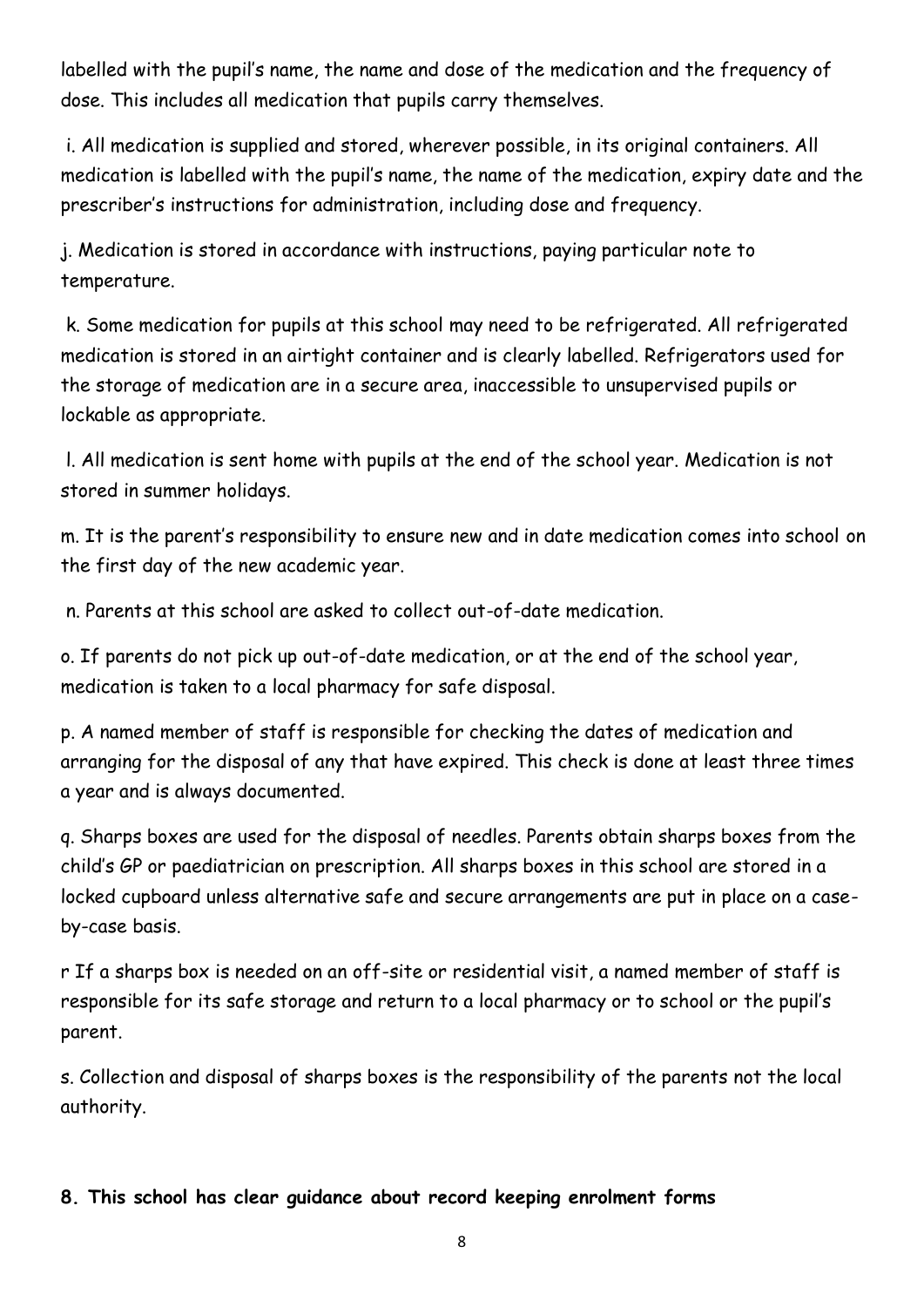labelled with the pupil's name, the name and dose of the medication and the frequency of dose. This includes all medication that pupils carry themselves.

i. All medication is supplied and stored, wherever possible, in its original containers. All medication is labelled with the pupil's name, the name of the medication, expiry date and the prescriber's instructions for administration, including dose and frequency.

j. Medication is stored in accordance with instructions, paying particular note to temperature.

k. Some medication for pupils at this school may need to be refrigerated. All refrigerated medication is stored in an airtight container and is clearly labelled. Refrigerators used for the storage of medication are in a secure area, inaccessible to unsupervised pupils or lockable as appropriate.

l. All medication is sent home with pupils at the end of the school year. Medication is not stored in summer holidays.

m. It is the parent's responsibility to ensure new and in date medication comes into school on the first day of the new academic year.

n. Parents at this school are asked to collect out-of-date medication.

o. If parents do not pick up out-of-date medication, or at the end of the school year, medication is taken to a local pharmacy for safe disposal.

p. A named member of staff is responsible for checking the dates of medication and arranging for the disposal of any that have expired. This check is done at least three times a year and is always documented.

q. Sharps boxes are used for the disposal of needles. Parents obtain sharps boxes from the child's GP or paediatrician on prescription. All sharps boxes in this school are stored in a locked cupboard unless alternative safe and secure arrangements are put in place on a case-by-case basis.

r If a sharps box is needed on an off-site or residential visit, a named member of staff is responsible for its safe storage and return to a local pharmacy or to school or the pupil's parent.

s. Collection and disposal of sharps boxes is the responsibility of the parents not the local authority.

**8. This school has clear guidance about record keeping enrolment forms**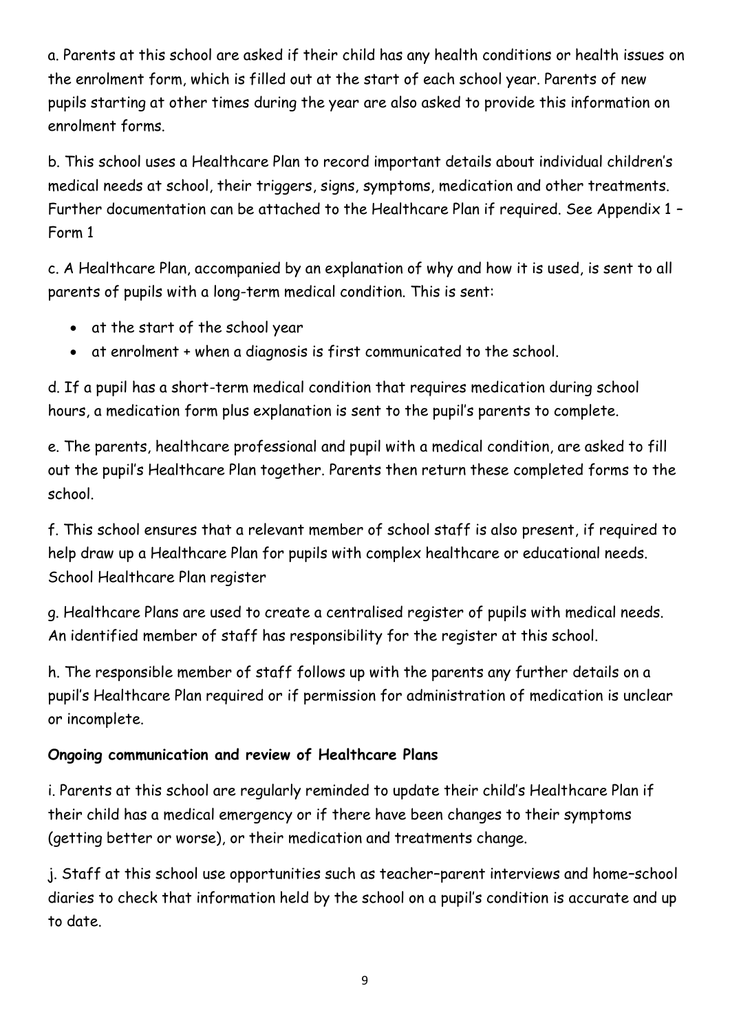a. Parents at this school are asked if their child has any health conditions or health issues on the enrolment form, which is filled out at the start of each school year. Parents of new pupils starting at other times during the year are also asked to provide this information on enrolment forms.

b. This school uses a Healthcare Plan to record important details about individual children's medical needs at school, their triggers, signs, symptoms, medication and other treatments. Further documentation can be attached to the Healthcare Plan if required. See Appendix 1 – Form 1

c. A Healthcare Plan, accompanied by an explanation of why and how it is used, is sent to all parents of pupils with a long-term medical condition. This is sent:

- at the start of the school year
- at enrolment + when a diagnosis is first communicated to the school.

d. If a pupil has a short-term medical condition that requires medication during school hours, a medication form plus explanation is sent to the pupil's parents to complete.

e. The parents, healthcare professional and pupil with a medical condition, are asked to fill out the pupil's Healthcare Plan together. Parents then return these completed forms to the school.

f. This school ensures that a relevant member of school staff is also present, if required to help draw up a Healthcare Plan for pupils with complex healthcare or educational needs.
School Healthcare Plan register

g. Healthcare Plans are used to create a centralised register of pupils with medical needs. An identified member of staff has responsibility for the register at this school.

h. The responsible member of staff follows up with the parents any further details on a pupil's Healthcare Plan required or if permission for administration of medication is unclear or incomplete.

**Ongoing communication and review of Healthcare Plans**

i. Parents at this school are regularly reminded to update their child's Healthcare Plan if their child has a medical emergency or if there have been changes to their symptoms (getting better or worse), or their medication and treatments change.

j. Staff at this school use opportunities such as teacher–parent interviews and home–school diaries to check that information held by the school on a pupil's condition is accurate and up to date.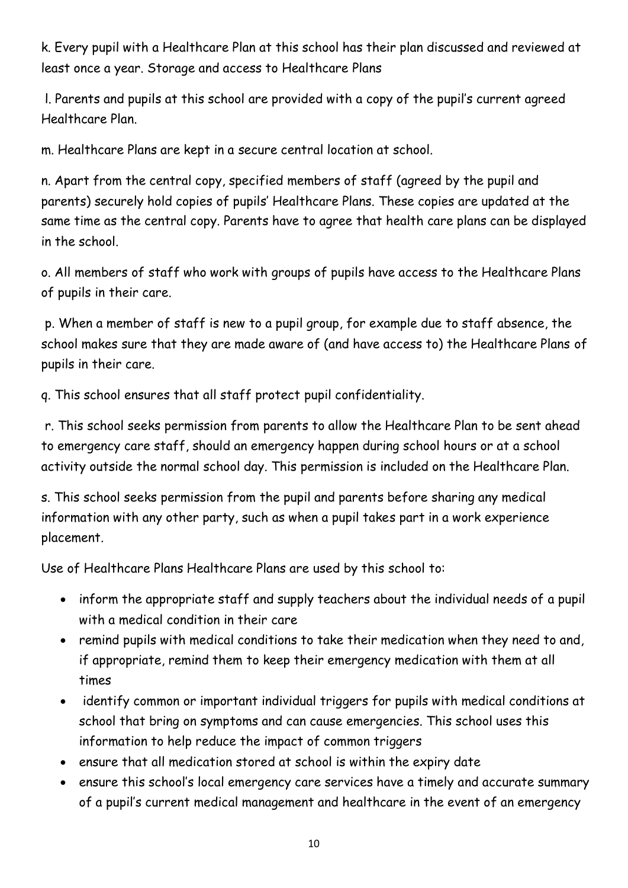k. Every pupil with a Healthcare Plan at this school has their plan discussed and reviewed at least once a year. Storage and access to Healthcare Plans

l. Parents and pupils at this school are provided with a copy of the pupil's current agreed Healthcare Plan.

m. Healthcare Plans are kept in a secure central location at school.

n. Apart from the central copy, specified members of staff (agreed by the pupil and parents) securely hold copies of pupils' Healthcare Plans. These copies are updated at the same time as the central copy. Parents have to agree that health care plans can be displayed in the school.

o. All members of staff who work with groups of pupils have access to the Healthcare Plans of pupils in their care.

p. When a member of staff is new to a pupil group, for example due to staff absence, the school makes sure that they are made aware of (and have access to) the Healthcare Plans of pupils in their care.

q. This school ensures that all staff protect pupil confidentiality.

r. This school seeks permission from parents to allow the Healthcare Plan to be sent ahead to emergency care staff, should an emergency happen during school hours or at a school activity outside the normal school day. This permission is included on the Healthcare Plan.

s. This school seeks permission from the pupil and parents before sharing any medical information with any other party, such as when a pupil takes part in a work experience placement.

Use of Healthcare Plans Healthcare Plans are used by this school to:

- inform the appropriate staff and supply teachers about the individual needs of a pupil with a medical condition in their care
- remind pupils with medical conditions to take their medication when they need to and, if appropriate, remind them to keep their emergency medication with them at all times
- identify common or important individual triggers for pupils with medical conditions at school that bring on symptoms and can cause emergencies. This school uses this information to help reduce the impact of common triggers
- ensure that all medication stored at school is within the expiry date
- ensure this school's local emergency care services have a timely and accurate summary of a pupil's current medical management and healthcare in the event of an emergency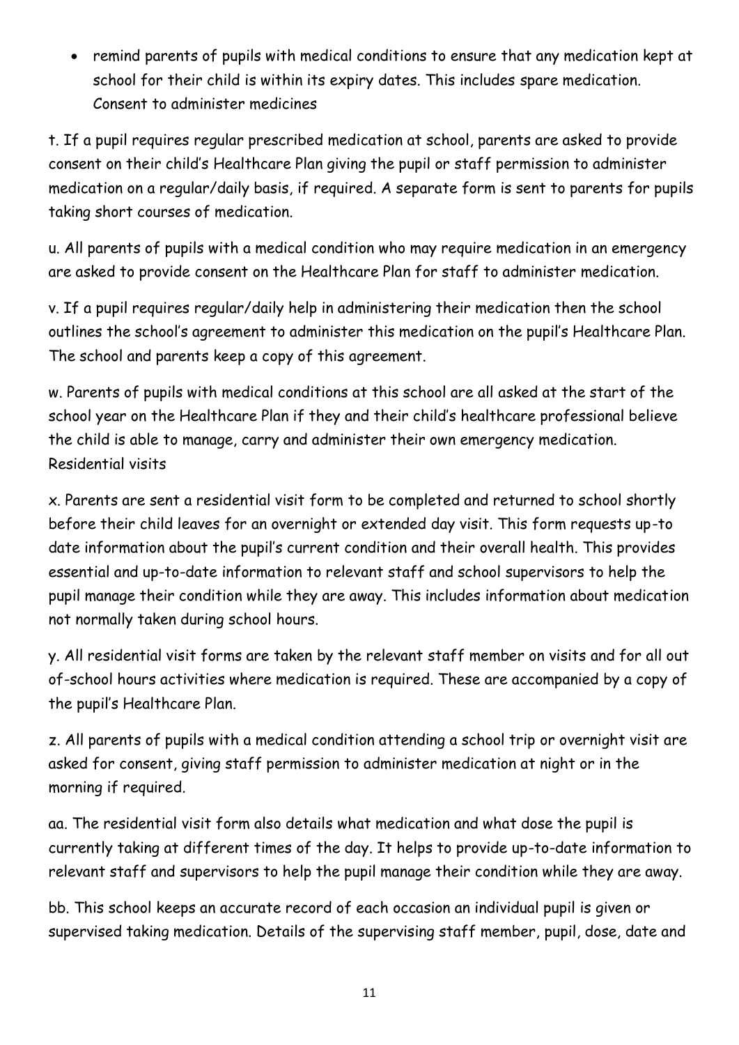- remind parents of pupils with medical conditions to ensure that any medication kept at school for their child is within its expiry dates. This includes spare medication.

Consent to administer medicines

t. If a pupil requires regular prescribed medication at school, parents are asked to provide consent on their child's Healthcare Plan giving the pupil or staff permission to administer medication on a regular/daily basis, if required. A separate form is sent to parents for pupils taking short courses of medication.

u. All parents of pupils with a medical condition who may require medication in an emergency are asked to provide consent on the Healthcare Plan for staff to administer medication.

v. If a pupil requires regular/daily help in administering their medication then the school outlines the school's agreement to administer this medication on the pupil's Healthcare Plan. The school and parents keep a copy of this agreement.

w. Parents of pupils with medical conditions at this school are all asked at the start of the school year on the Healthcare Plan if they and their child's healthcare professional believe the child is able to manage, carry and administer their own emergency medication.

Residential visits

x. Parents are sent a residential visit form to be completed and returned to school shortly before their child leaves for an overnight or extended day visit. This form requests up-to date information about the pupil's current condition and their overall health. This provides essential and up-to-date information to relevant staff and school supervisors to help the pupil manage their condition while they are away. This includes information about medication not normally taken during school hours.

y. All residential visit forms are taken by the relevant staff member on visits and for all out of-school hours activities where medication is required. These are accompanied by a copy of the pupil's Healthcare Plan.

z. All parents of pupils with a medical condition attending a school trip or overnight visit are asked for consent, giving staff permission to administer medication at night or in the morning if required.

aa. The residential visit form also details what medication and what dose the pupil is currently taking at different times of the day. It helps to provide up-to-date information to relevant staff and supervisors to help the pupil manage their condition while they are away.

bb. This school keeps an accurate record of each occasion an individual pupil is given or supervised taking medication. Details of the supervising staff member, pupil, dose, date and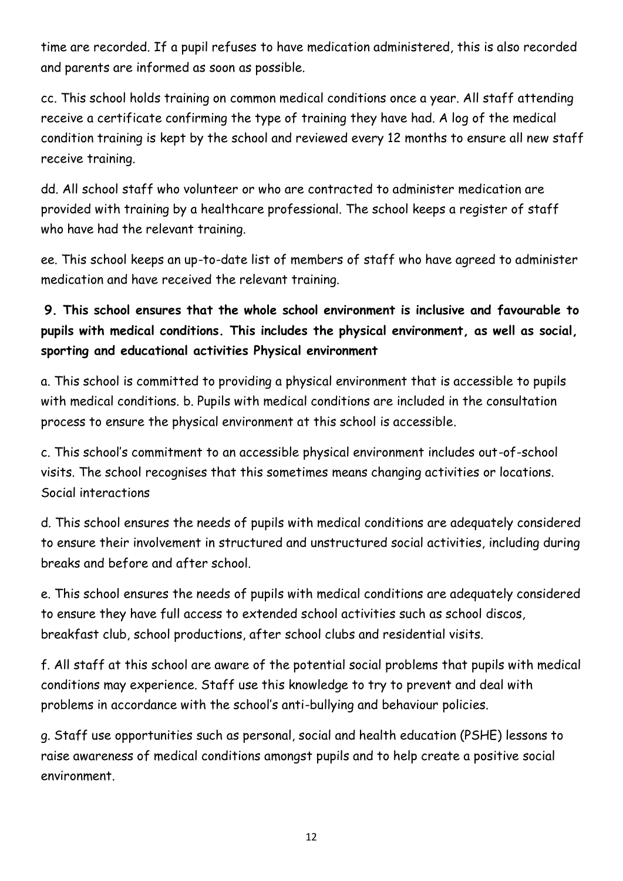time are recorded. If a pupil refuses to have medication administered, this is also recorded and parents are informed as soon as possible.

cc. This school holds training on common medical conditions once a year. All staff attending receive a certificate confirming the type of training they have had. A log of the medical condition training is kept by the school and reviewed every 12 months to ensure all new staff receive training.

dd. All school staff who volunteer or who are contracted to administer medication are provided with training by a healthcare professional. The school keeps a register of staff who have had the relevant training.

ee. This school keeps an up-to-date list of members of staff who have agreed to administer medication and have received the relevant training.

**9. This school ensures that the whole school environment is inclusive and favourable to pupils with medical conditions. This includes the physical environment, as well as social, sporting and educational activities Physical environment**

a. This school is committed to providing a physical environment that is accessible to pupils with medical conditions. b. Pupils with medical conditions are included in the consultation process to ensure the physical environment at this school is accessible.

c. This school's commitment to an accessible physical environment includes out-of-school visits. The school recognises that this sometimes means changing activities or locations. Social interactions

d. This school ensures the needs of pupils with medical conditions are adequately considered to ensure their involvement in structured and unstructured social activities, including during breaks and before and after school.

e. This school ensures the needs of pupils with medical conditions are adequately considered to ensure they have full access to extended school activities such as school discos, breakfast club, school productions, after school clubs and residential visits.

f. All staff at this school are aware of the potential social problems that pupils with medical conditions may experience. Staff use this knowledge to try to prevent and deal with problems in accordance with the school's anti-bullying and behaviour policies.

g. Staff use opportunities such as personal, social and health education (PSHE) lessons to raise awareness of medical conditions amongst pupils and to help create a positive social environment.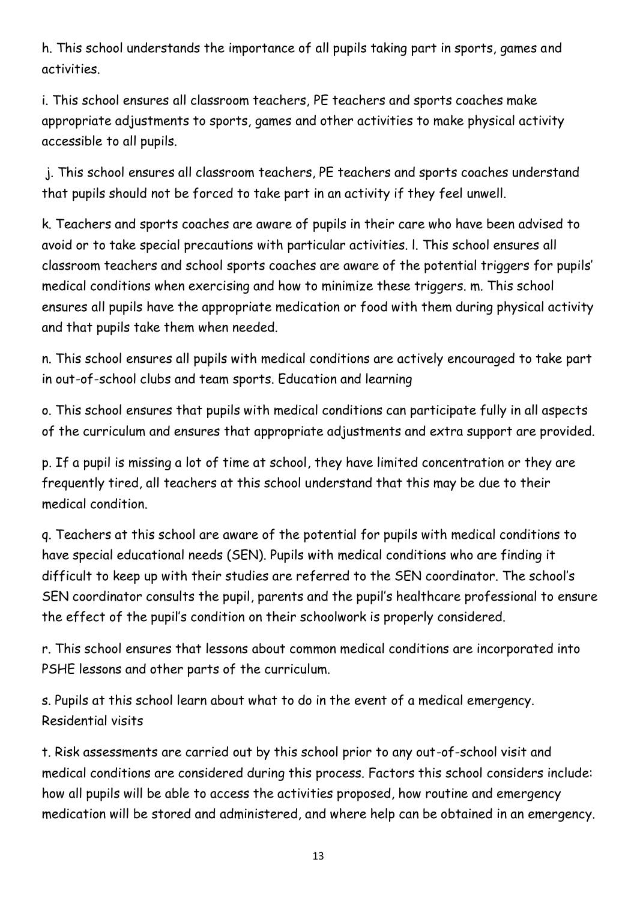h. This school understands the importance of all pupils taking part in sports, games and activities.

i. This school ensures all classroom teachers, PE teachers and sports coaches make appropriate adjustments to sports, games and other activities to make physical activity accessible to all pupils.

j. This school ensures all classroom teachers, PE teachers and sports coaches understand that pupils should not be forced to take part in an activity if they feel unwell.

k. Teachers and sports coaches are aware of pupils in their care who have been advised to avoid or to take special precautions with particular activities. l. This school ensures all classroom teachers and school sports coaches are aware of the potential triggers for pupils' medical conditions when exercising and how to minimize these triggers. m. This school ensures all pupils have the appropriate medication or food with them during physical activity and that pupils take them when needed.

n. This school ensures all pupils with medical conditions are actively encouraged to take part in out-of-school clubs and team sports. Education and learning

o. This school ensures that pupils with medical conditions can participate fully in all aspects of the curriculum and ensures that appropriate adjustments and extra support are provided.

p. If a pupil is missing a lot of time at school, they have limited concentration or they are frequently tired, all teachers at this school understand that this may be due to their medical condition.

q. Teachers at this school are aware of the potential for pupils with medical conditions to have special educational needs (SEN). Pupils with medical conditions who are finding it difficult to keep up with their studies are referred to the SEN coordinator. The school's SEN coordinator consults the pupil, parents and the pupil's healthcare professional to ensure the effect of the pupil's condition on their schoolwork is properly considered.

r. This school ensures that lessons about common medical conditions are incorporated into PSHE lessons and other parts of the curriculum.

s. Pupils at this school learn about what to do in the event of a medical emergency. Residential visits

t. Risk assessments are carried out by this school prior to any out-of-school visit and medical conditions are considered during this process. Factors this school considers include: how all pupils will be able to access the activities proposed, how routine and emergency medication will be stored and administered, and where help can be obtained in an emergency.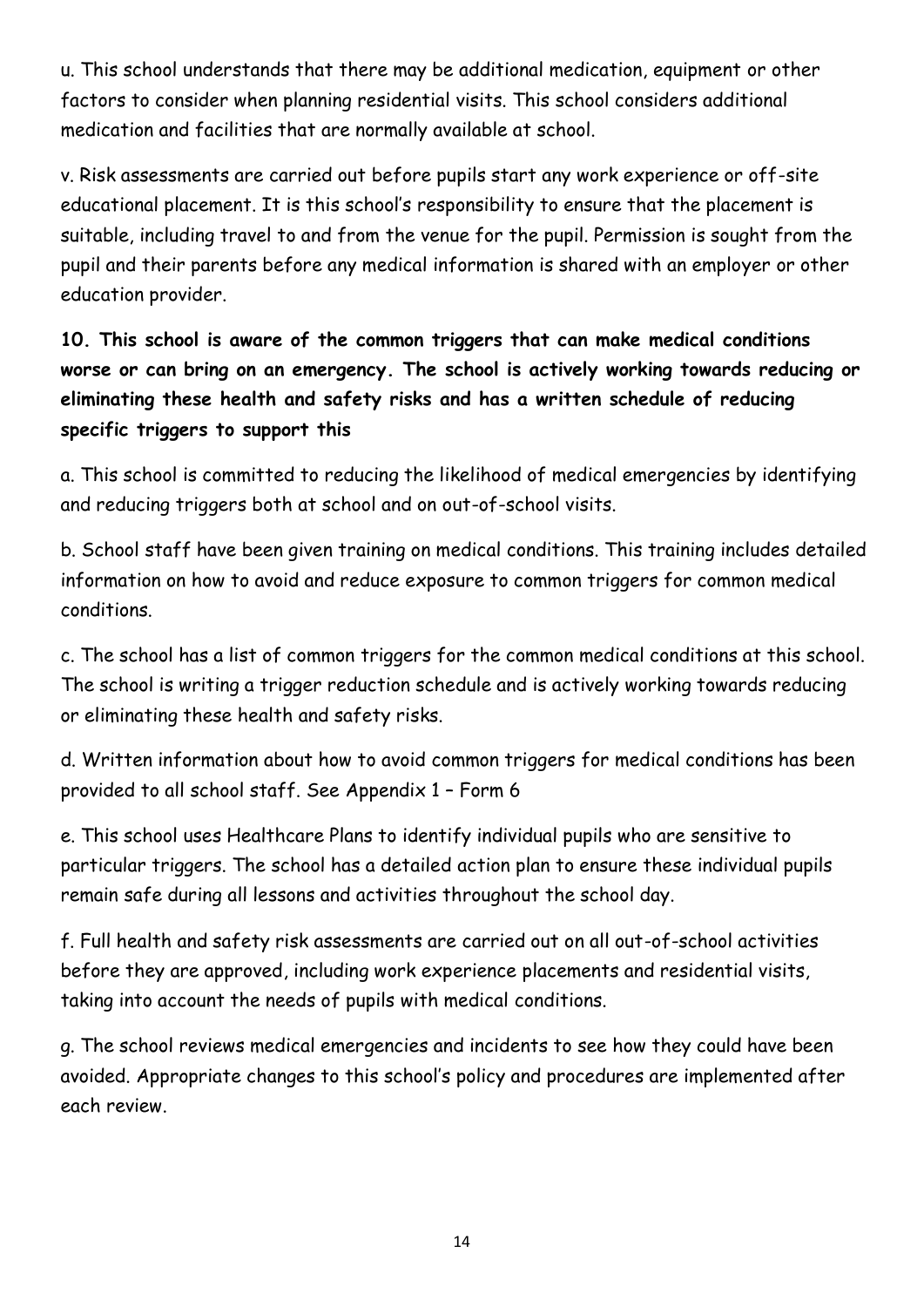u. This school understands that there may be additional medication, equipment or other factors to consider when planning residential visits. This school considers additional medication and facilities that are normally available at school.

v. Risk assessments are carried out before pupils start any work experience or off-site educational placement. It is this school's responsibility to ensure that the placement is suitable, including travel to and from the venue for the pupil. Permission is sought from the pupil and their parents before any medical information is shared with an employer or other education provider.

**10. This school is aware of the common triggers that can make medical conditions worse or can bring on an emergency. The school is actively working towards reducing or eliminating these health and safety risks and has a written schedule of reducing specific triggers to support this**

a. This school is committed to reducing the likelihood of medical emergencies by identifying and reducing triggers both at school and on out-of-school visits.

b. School staff have been given training on medical conditions. This training includes detailed information on how to avoid and reduce exposure to common triggers for common medical conditions.

c. The school has a list of common triggers for the common medical conditions at this school. The school is writing a trigger reduction schedule and is actively working towards reducing or eliminating these health and safety risks.

d. Written information about how to avoid common triggers for medical conditions has been provided to all school staff. See Appendix 1 – Form 6

e. This school uses Healthcare Plans to identify individual pupils who are sensitive to particular triggers. The school has a detailed action plan to ensure these individual pupils remain safe during all lessons and activities throughout the school day.

f. Full health and safety risk assessments are carried out on all out-of-school activities before they are approved, including work experience placements and residential visits, taking into account the needs of pupils with medical conditions.

g. The school reviews medical emergencies and incidents to see how they could have been avoided. Appropriate changes to this school's policy and procedures are implemented after each review.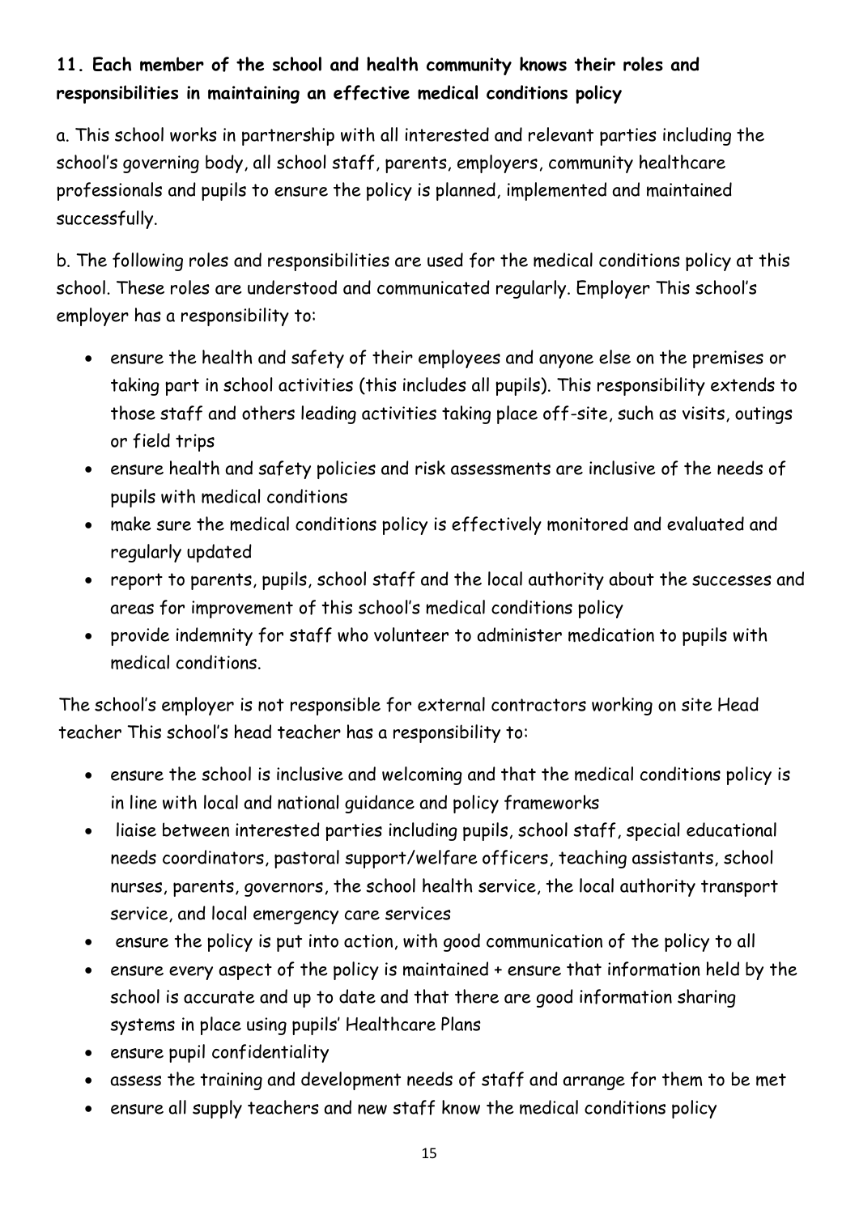**11. Each member of the school and health community knows their roles and responsibilities in maintaining an effective medical conditions policy**

a. This school works in partnership with all interested and relevant parties including the school's governing body, all school staff, parents, employers, community healthcare professionals and pupils to ensure the policy is planned, implemented and maintained successfully.

b. The following roles and responsibilities are used for the medical conditions policy at this school. These roles are understood and communicated regularly. Employer This school's employer has a responsibility to:

- ensure the health and safety of their employees and anyone else on the premises or taking part in school activities (this includes all pupils). This responsibility extends to those staff and others leading activities taking place off-site, such as visits, outings or field trips
- ensure health and safety policies and risk assessments are inclusive of the needs of pupils with medical conditions
- make sure the medical conditions policy is effectively monitored and evaluated and regularly updated
- report to parents, pupils, school staff and the local authority about the successes and areas for improvement of this school's medical conditions policy
- provide indemnity for staff who volunteer to administer medication to pupils with medical conditions.

The school's employer is not responsible for external contractors working on site Head teacher This school's head teacher has a responsibility to:

- ensure the school is inclusive and welcoming and that the medical conditions policy is in line with local and national guidance and policy frameworks
- liaise between interested parties including pupils, school staff, special educational needs coordinators, pastoral support/welfare officers, teaching assistants, school nurses, parents, governors, the school health service, the local authority transport service, and local emergency care services
- ensure the policy is put into action, with good communication of the policy to all
- ensure every aspect of the policy is maintained + ensure that information held by the school is accurate and up to date and that there are good information sharing systems in place using pupils' Healthcare Plans
- ensure pupil confidentiality
- assess the training and development needs of staff and arrange for them to be met
- ensure all supply teachers and new staff know the medical conditions policy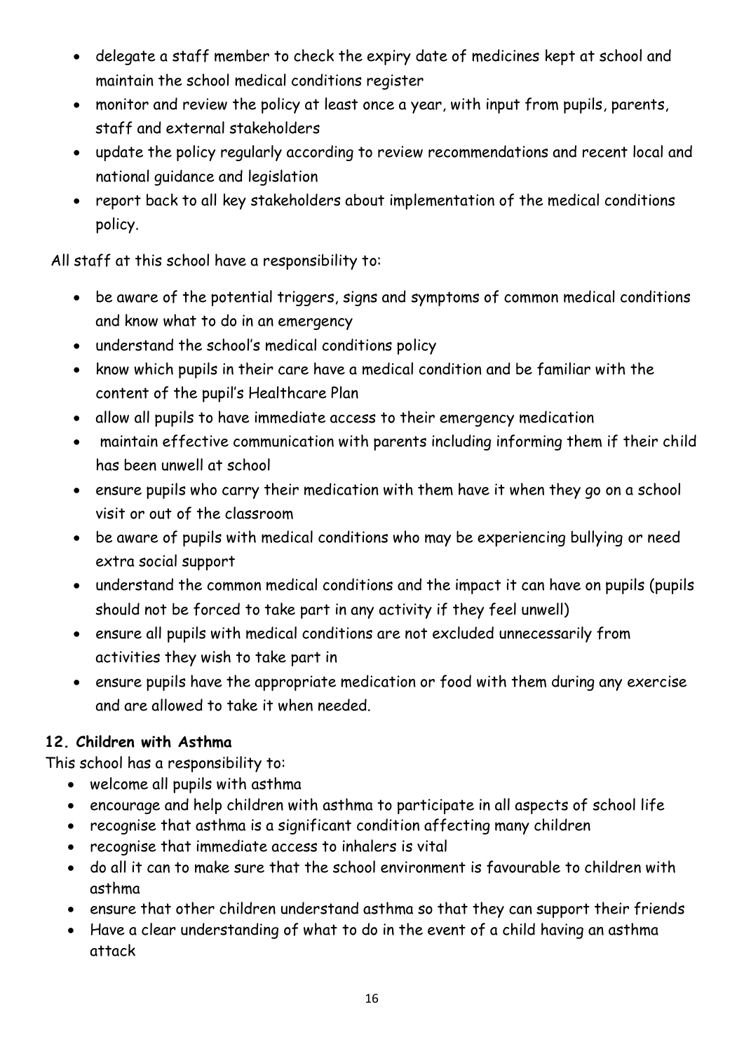- delegate a staff member to check the expiry date of medicines kept at school and maintain the school medical conditions register
- monitor and review the policy at least once a year, with input from pupils, parents, staff and external stakeholders
- update the policy regularly according to review recommendations and recent local and national guidance and legislation
- report back to all key stakeholders about implementation of the medical conditions policy.

All staff at this school have a responsibility to:

- be aware of the potential triggers, signs and symptoms of common medical conditions and know what to do in an emergency
- understand the school's medical conditions policy
- know which pupils in their care have a medical condition and be familiar with the content of the pupil's Healthcare Plan
- allow all pupils to have immediate access to their emergency medication
- maintain effective communication with parents including informing them if their child has been unwell at school
- ensure pupils who carry their medication with them have it when they go on a school visit or out of the classroom
- be aware of pupils with medical conditions who may be experiencing bullying or need extra social support
- understand the common medical conditions and the impact it can have on pupils (pupils should not be forced to take part in any activity if they feel unwell)
- ensure all pupils with medical conditions are not excluded unnecessarily from activities they wish to take part in
- ensure pupils have the appropriate medication or food with them during any exercise and are allowed to take it when needed.

**12. Children with Asthma**

This school has a responsibility to:

- welcome all pupils with asthma
- encourage and help children with asthma to participate in all aspects of school life
- recognise that asthma is a significant condition affecting many children
- recognise that immediate access to inhalers is vital
- do all it can to make sure that the school environment is favourable to children with asthma
- ensure that other children understand asthma so that they can support their friends
- Have a clear understanding of what to do in the event of a child having an asthma attack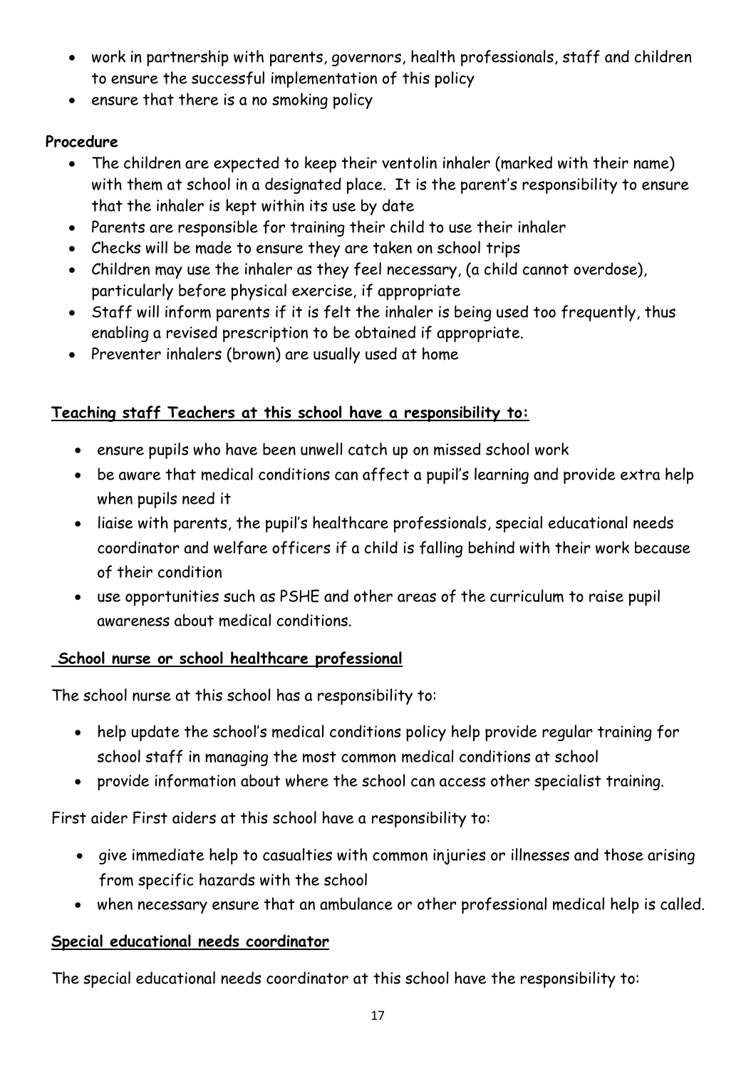- work in partnership with parents, governors, health professionals, staff and children to ensure the successful implementation of this policy
- ensure that there is a no smoking policy

**Procedure**

- The children are expected to keep their ventolin inhaler (marked with their name) with them at school in a designated place. It is the parent's responsibility to ensure that the inhaler is kept within its use by date
- Parents are responsible for training their child to use their inhaler
- Checks will be made to ensure they are taken on school trips
- Children may use the inhaler as they feel necessary, (a child cannot overdose), particularly before physical exercise, if appropriate
- Staff will inform parents if it is felt the inhaler is being used too frequently, thus enabling a revised prescription to be obtained if appropriate.
- Preventer inhalers (brown) are usually used at home

**Teaching staff Teachers at this school have a responsibility to:**

- ensure pupils who have been unwell catch up on missed school work
- be aware that medical conditions can affect a pupil's learning and provide extra help when pupils need it
- liaise with parents, the pupil's healthcare professionals, special educational needs coordinator and welfare officers if a child is falling behind with their work because of their condition
- use opportunities such as PSHE and other areas of the curriculum to raise pupil awareness about medical conditions.

**School nurse or school healthcare professional**

The school nurse at this school has a responsibility to:

- help update the school's medical conditions policy help provide regular training for school staff in managing the most common medical conditions at school
- provide information about where the school can access other specialist training.

First aider First aiders at this school have a responsibility to:

- give immediate help to casualties with common injuries or illnesses and those arising from specific hazards with the school
- when necessary ensure that an ambulance or other professional medical help is called.

**Special educational needs coordinator**

The special educational needs coordinator at this school have the responsibility to: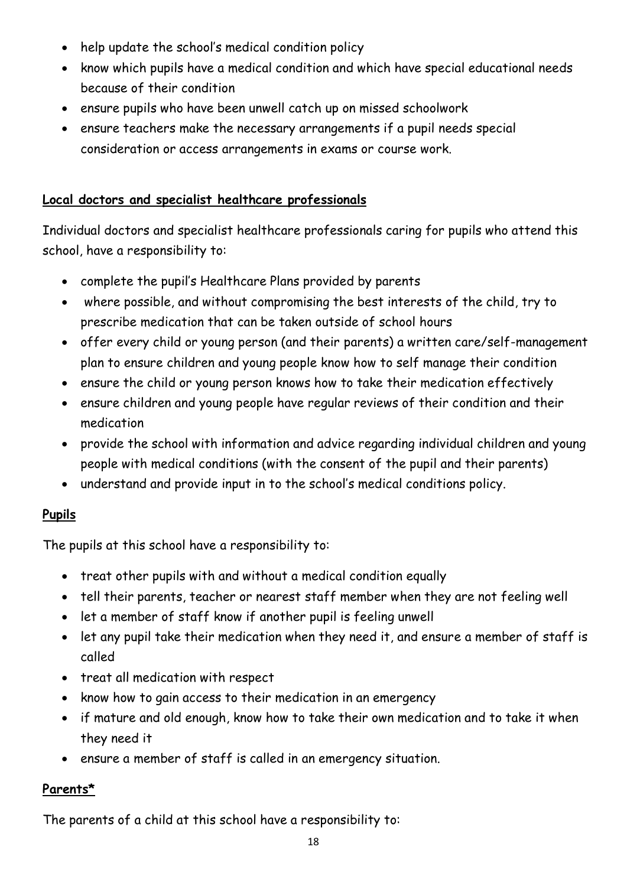- help update the school's medical condition policy
- know which pupils have a medical condition and which have special educational needs because of their condition
- ensure pupils who have been unwell catch up on missed schoolwork
- ensure teachers make the necessary arrangements if a pupil needs special consideration or access arrangements in exams or course work.

**Local doctors and specialist healthcare professionals**

Individual doctors and specialist healthcare professionals caring for pupils who attend this school, have a responsibility to:

- complete the pupil's Healthcare Plans provided by parents
- where possible, and without compromising the best interests of the child, try to prescribe medication that can be taken outside of school hours
- offer every child or young person (and their parents) a written care/self-management plan to ensure children and young people know how to self manage their condition
- ensure the child or young person knows how to take their medication effectively
- ensure children and young people have regular reviews of their condition and their medication
- provide the school with information and advice regarding individual children and young people with medical conditions (with the consent of the pupil and their parents)
- understand and provide input in to the school's medical conditions policy.

**Pupils**

The pupils at this school have a responsibility to:

- treat other pupils with and without a medical condition equally
- tell their parents, teacher or nearest staff member when they are not feeling well
- let a member of staff know if another pupil is feeling unwell
- let any pupil take their medication when they need it, and ensure a member of staff is called
- treat all medication with respect
- know how to gain access to their medication in an emergency
- if mature and old enough, know how to take their own medication and to take it when they need it
- ensure a member of staff is called in an emergency situation.

**Parents***

The parents of a child at this school have a responsibility to: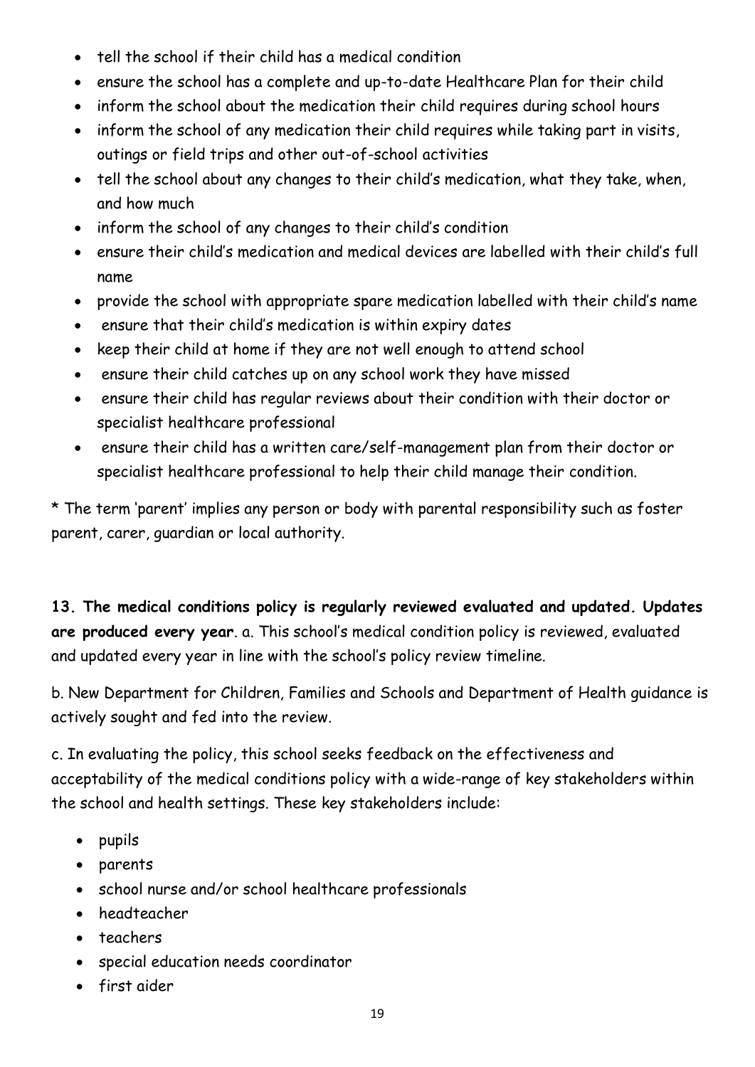- tell the school if their child has a medical condition
- ensure the school has a complete and up-to-date Healthcare Plan for their child
- inform the school about the medication their child requires during school hours
- inform the school of any medication their child requires while taking part in visits, outings or field trips and other out-of-school activities
- tell the school about any changes to their child's medication, what they take, when, and how much
- inform the school of any changes to their child's condition
- ensure their child's medication and medical devices are labelled with their child's full name
- provide the school with appropriate spare medication labelled with their child's name
- ensure that their child's medication is within expiry dates
- keep their child at home if they are not well enough to attend school
- ensure their child catches up on any school work they have missed
- ensure their child has regular reviews about their condition with their doctor or specialist healthcare professional
- ensure their child has a written care/self-management plan from their doctor or specialist healthcare professional to help their child manage their condition.

* The term 'parent' implies any person or body with parental responsibility such as foster parent, carer, guardian or local authority.

**13. The medical conditions policy is regularly reviewed evaluated and updated. Updates are produced every year**. a. This school's medical condition policy is reviewed, evaluated and updated every year in line with the school's policy review timeline.

b. New Department for Children, Families and Schools and Department of Health guidance is actively sought and fed into the review.

c. In evaluating the policy, this school seeks feedback on the effectiveness and acceptability of the medical conditions policy with a wide-range of key stakeholders within the school and health settings. These key stakeholders include:

- pupils
- parents
- school nurse and/or school healthcare professionals
- headteacher
- teachers
- special education needs coordinator
- first aider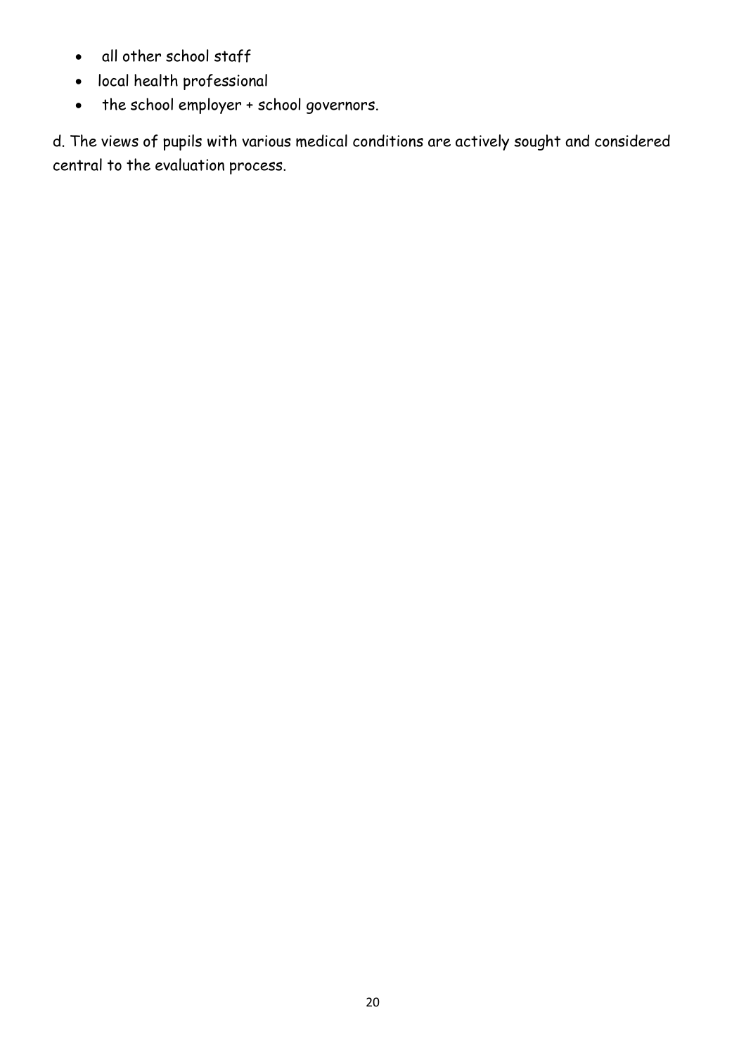- all other school staff
- local health professional
- the school employer + school governors.

d. The views of pupils with various medical conditions are actively sought and considered central to the evaluation process.